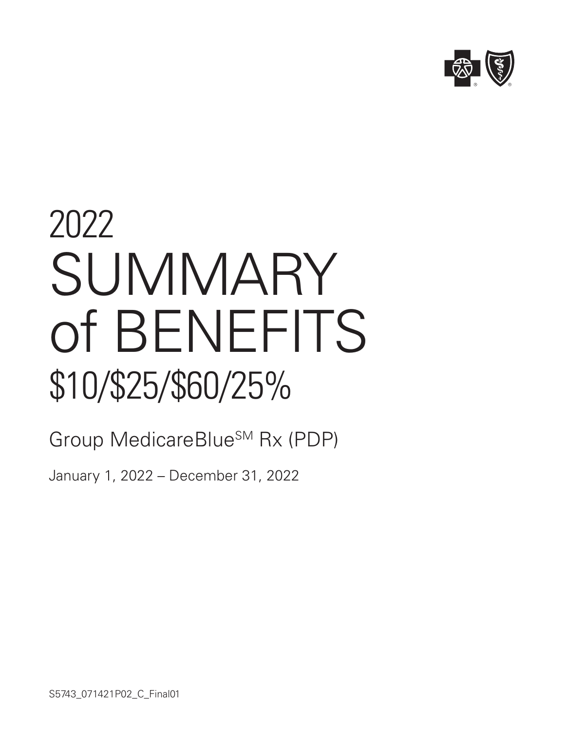# 2022 SUMMARY of BENEFITS

## $10/$25/$60/25%

Group MedicareBlue℠ Rx (PDP)

January 1, 2022 – December 31, 2022

S5743_071421P02_C_Final01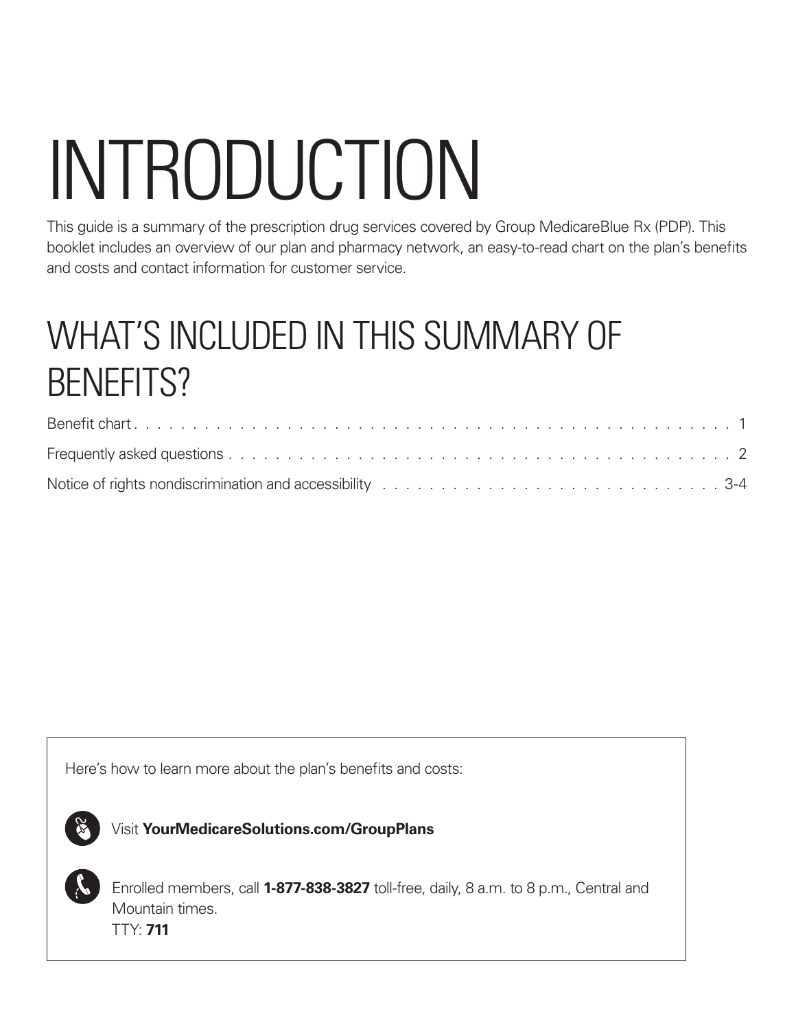# INTRODUCTION

This guide is a summary of the prescription drug services covered by Group MedicareBlue Rx (PDP). This booklet includes an overview of our plan and pharmacy network, an easy-to-read chart on the plan's benefits and costs and contact information for customer service.

## WHAT'S INCLUDED IN THIS SUMMARY OF BENEFITS?

Benefit chart . . . . . . . . . . . . . . . . . . . . . . . . . . . . . . . . . . . . . . . . . . . . . . . . . . . . . 1

Frequently asked questions . . . . . . . . . . . . . . . . . . . . . . . . . . . . . . . . . . . . . . . . . . . . . 2

Notice of rights nondiscrimination and accessibility . . . . . . . . . . . . . . . . . . . . . . . . . . . . . 3-4

Here's how to learn more about the plan's benefits and costs:

Visit **YourMedicareSolutions.com/GroupPlans**

Enrolled members, call **1-877-838-3827** toll-free, daily, 8 a.m. to 8 p.m., Central and Mountain times.
TTY: **711**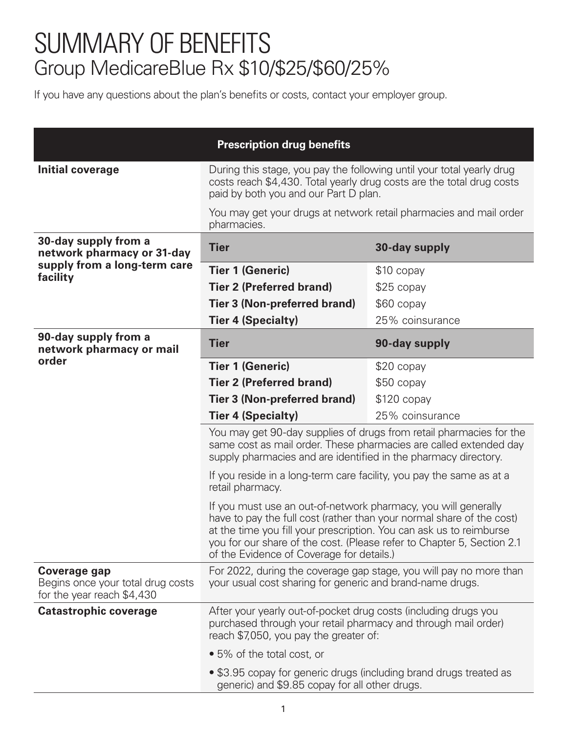# SUMMARY OF BENEFITS

## Group MedicareBlue Rx $10/$25/$60/25%

If you have any questions about the plan's benefits or costs, contact your employer group.

| Prescription drug benefits | | |
|---|---|---|
| **Initial coverage** | During this stage, you pay the following until your total yearly drug costs reach $4,430. Total yearly drug costs are the total drug costs paid by both you and our Part D plan.<br><br>You may get your drugs at network retail pharmacies and mail order pharmacies. | |
| **30-day supply from a network pharmacy or 31-day supply from a long-term care facility** | **Tier** | **30-day supply** |
| | **Tier 1 (Generic)** | $10 copay |
| | **Tier 2 (Preferred brand)** | $25 copay |
| | **Tier 3 (Non-preferred brand)** | $60 copay |
| | **Tier 4 (Specialty)** | 25% coinsurance |
| **90-day supply from a network pharmacy or mail order** | **Tier** | **90-day supply** |
| | **Tier 1 (Generic)** | $20 copay |
| | **Tier 2 (Preferred brand)** | $50 copay |
| | **Tier 3 (Non-preferred brand)** | $120 copay |
| | **Tier 4 (Specialty)** | 25% coinsurance |
| | You may get 90-day supplies of drugs from retail pharmacies for the same cost as mail order. These pharmacies are called extended day supply pharmacies and are identified in the pharmacy directory.<br><br>If you reside in a long-term care facility, you pay the same as at a retail pharmacy.<br><br>If you must use an out-of-network pharmacy, you will generally have to pay the full cost (rather than your normal share of the cost) at the time you fill your prescription. You can ask us to reimburse you for our share of the cost. (Please refer to Chapter 5, Section 2.1 of the Evidence of Coverage for details.) | |
| **Coverage gap**<br>Begins once your total drug costs for the year reach $4,430 | For 2022, during the coverage gap stage, you will pay no more than your usual cost sharing for generic and brand-name drugs. | |
| **Catastrophic coverage** | After your yearly out-of-pocket drug costs (including drugs you purchased through your retail pharmacy and through mail order) reach $7,050, you pay the greater of:<br><br>• 5% of the total cost, or<br><br>• $3.95 copay for generic drugs (including brand drugs treated as generic) and $9.85 copay for all other drugs. | |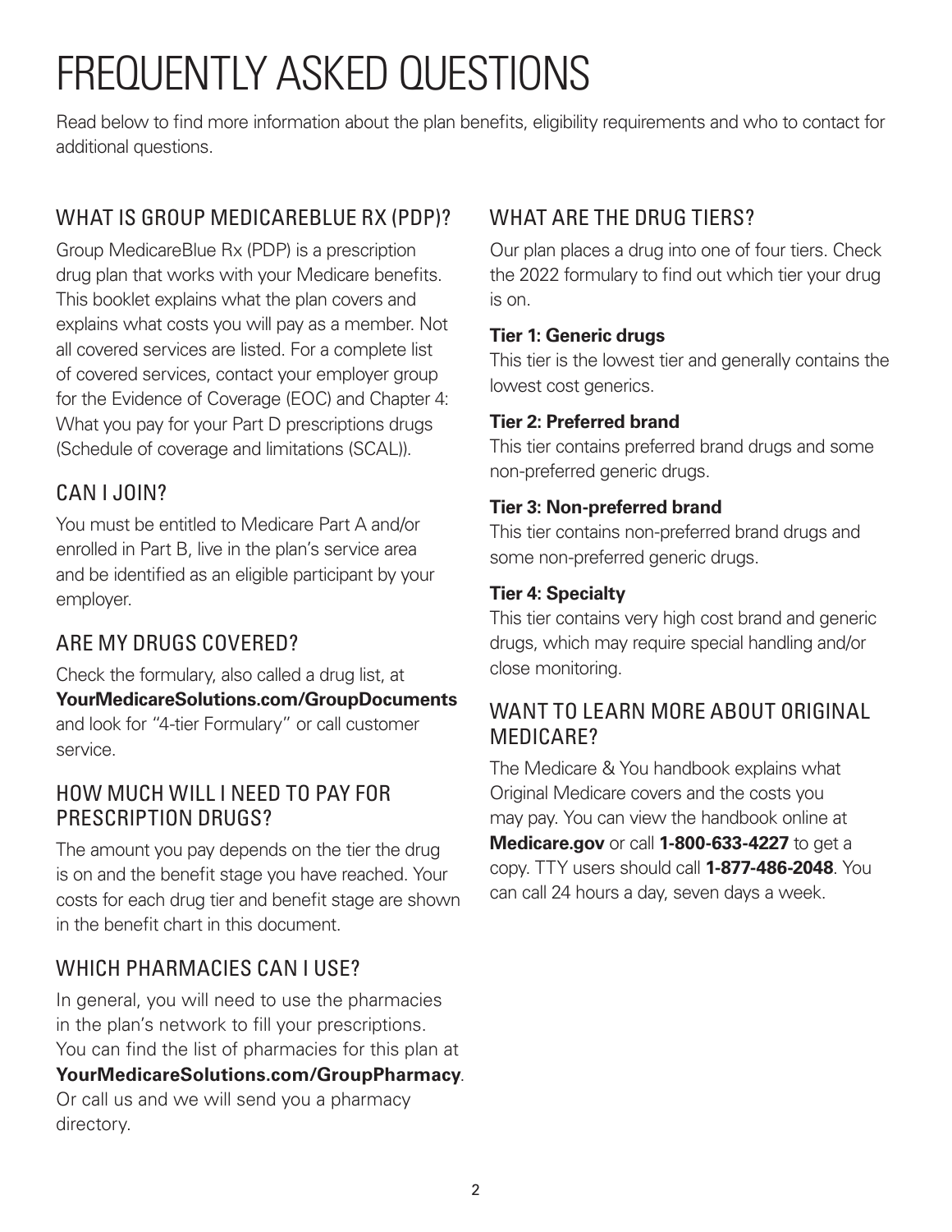# FREQUENTLY ASKED QUESTIONS

Read below to find more information about the plan benefits, eligibility requirements and who to contact for additional questions.

## WHAT IS GROUP MEDICAREBLUE RX (PDP)?

Group MedicareBlue Rx (PDP) is a prescription drug plan that works with your Medicare benefits. This booklet explains what the plan covers and explains what costs you will pay as a member. Not all covered services are listed. For a complete list of covered services, contact your employer group for the Evidence of Coverage (EOC) and Chapter 4: What you pay for your Part D prescriptions drugs (Schedule of coverage and limitations (SCAL)).

## CAN I JOIN?

You must be entitled to Medicare Part A and/or enrolled in Part B, live in the plan's service area and be identified as an eligible participant by your employer.

## ARE MY DRUGS COVERED?

Check the formulary, also called a drug list, at **YourMedicareSolutions.com/GroupDocuments** and look for "4-tier Formulary" or call customer service.

## HOW MUCH WILL I NEED TO PAY FOR PRESCRIPTION DRUGS?

The amount you pay depends on the tier the drug is on and the benefit stage you have reached. Your costs for each drug tier and benefit stage are shown in the benefit chart in this document.

## WHICH PHARMACIES CAN I USE?

In general, you will need to use the pharmacies in the plan's network to fill your prescriptions. You can find the list of pharmacies for this plan at **YourMedicareSolutions.com/GroupPharmacy**. Or call us and we will send you a pharmacy directory.

## WHAT ARE THE DRUG TIERS?

Our plan places a drug into one of four tiers. Check the 2022 formulary to find out which tier your drug is on.

**Tier 1: Generic drugs**
This tier is the lowest tier and generally contains the lowest cost generics.

**Tier 2: Preferred brand**
This tier contains preferred brand drugs and some non-preferred generic drugs.

**Tier 3: Non-preferred brand**
This tier contains non-preferred brand drugs and some non-preferred generic drugs.

**Tier 4: Specialty**
This tier contains very high cost brand and generic drugs, which may require special handling and/or close monitoring.

## WANT TO LEARN MORE ABOUT ORIGINAL MEDICARE?

The Medicare & You handbook explains what Original Medicare covers and the costs you may pay. You can view the handbook online at **Medicare.gov** or call **1-800-633-4227** to get a copy. TTY users should call **1-877-486-2048**. You can call 24 hours a day, seven days a week.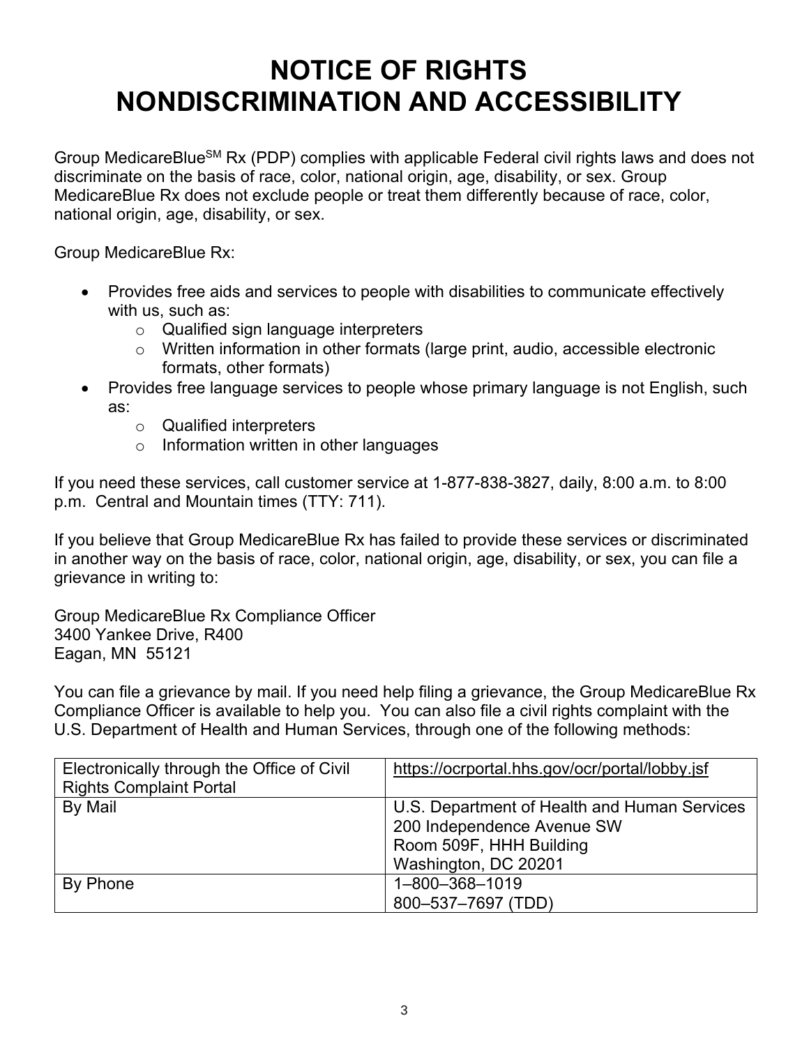# NOTICE OF RIGHTS
# NONDISCRIMINATION AND ACCESSIBILITY

Group MedicareBlue[SM] Rx (PDP) complies with applicable Federal civil rights laws and does not discriminate on the basis of race, color, national origin, age, disability, or sex. Group MedicareBlue Rx does not exclude people or treat them differently because of race, color, national origin, age, disability, or sex.

Group MedicareBlue Rx:

- Provides free aids and services to people with disabilities to communicate effectively with us, such as:
  - Qualified sign language interpreters
  - Written information in other formats (large print, audio, accessible electronic formats, other formats)
- Provides free language services to people whose primary language is not English, such as:
  - Qualified interpreters
  - Information written in other languages

If you need these services, call customer service at 1-877-838-3827, daily, 8:00 a.m. to 8:00 p.m. Central and Mountain times (TTY: 711).

If you believe that Group MedicareBlue Rx has failed to provide these services or discriminated in another way on the basis of race, color, national origin, age, disability, or sex, you can file a grievance in writing to:

Group MedicareBlue Rx Compliance Officer
3400 Yankee Drive, R400
Eagan, MN 55121

You can file a grievance by mail. If you need help filing a grievance, the Group MedicareBlue Rx Compliance Officer is available to help you. You can also file a civil rights complaint with the U.S. Department of Health and Human Services, through one of the following methods:

| | |
|---|---|
| Electronically through the Office of Civil Rights Complaint Portal | https://ocrportal.hhs.gov/ocr/portal/lobby.jsf |
| By Mail | U.S. Department of Health and Human Services<br>200 Independence Avenue SW<br>Room 509F, HHH Building<br>Washington, DC 20201 |
| By Phone | 1–800–368–1019<br>800–537–7697 (TDD) |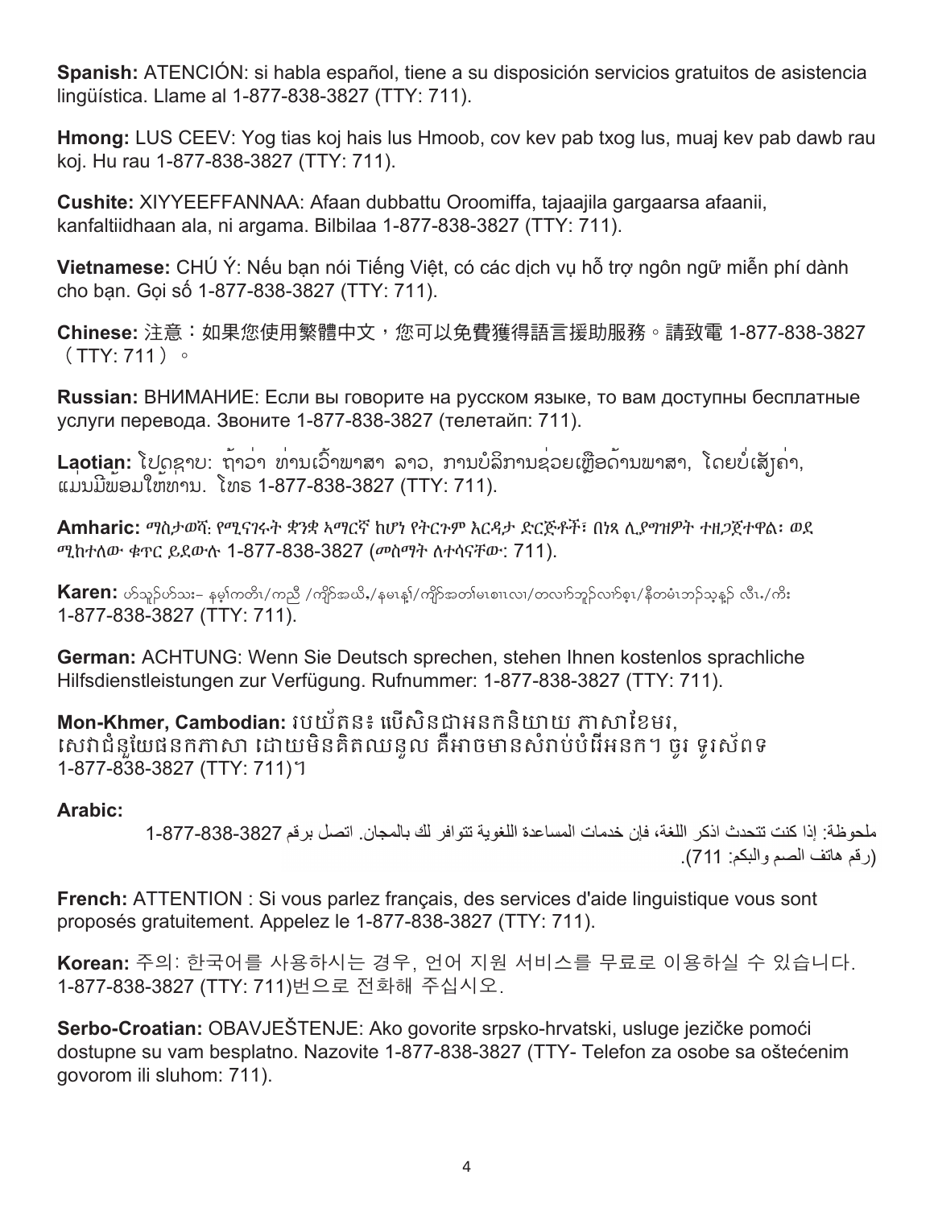**Spanish:** ATENCIÓN: si habla español, tiene a su disposición servicios gratuitos de asistencia lingüística. Llame al 1-877-838-3827 (TTY: 711).

**Hmong:** LUS CEEV: Yog tias koj hais lus Hmoob, cov kev pab txog lus, muaj kev pab dawb rau koj. Hu rau 1-877-838-3827 (TTY: 711).

**Cushite:** XIYYEEFFANNAA: Afaan dubbattu Oroomiffa, tajaajila gargaarsa afaanii, kanfaltiidhaan ala, ni argama. Bilbilaa 1-877-838-3827 (TTY: 711).

**Vietnamese:** CHÚ Ý: Nếu bạn nói Tiếng Việt, có các dịch vụ hỗ trợ ngôn ngữ miễn phí dành cho bạn. Gọi số 1-877-838-3827 (TTY: 711).

**Chinese:** 注意：如果您使用繁體中文，您可以免費獲得語言援助服務。請致電 1-877-838-3827（TTY: 711）。

**Russian:** ВНИМАНИЕ: Если вы говорите на русском языке, то вам доступны бесплатные услуги перевода. Звоните 1-877-838-3827 (телетайп: 711).

**Laotian:** ໂປດຊາບ: ຖ້າວ່າ ທ່ານເວົ້າພາສາ ລາວ, ການບໍລິການຊ່ວຍເຫຼືອດ້ານພາສາ, ໂດຍບໍ່ເສັຽຄ່າ, ແມ່ນມີພ້ອມໃຫ້ທ່ານ. ໂທຣ 1-877-838-3827 (TTY: 711).

**Amharic:** ማስታወሻ: የሚናገሩት ቋንቋ ኣማርኛ ከሆነ የትርጉም እርዳታ ድርጅቶች፣ በነጻ ሊያግዝዎት ተዘጋጀተዋል፡ ወደ ሚከተለው ቁጥር ይደውሉ 1-877-838-3827 (መስማት ለተሳናቸው: 711).

**Karen:** ဟ်သူဉ်ဟ်သး– နမ့်ကတိၤ ကညီ ကျိာ်အယိ, နမၤန့ၢ် ကျိာ်အတၢ်မၤစၢၤ လၢ တလၢာ်ဘူဉ်လၢာ်စ့ၤ နီတမံၤဘဉ်သ့န့ဉ် လီၤ. ကိး 1-877-838-3827 (TTY: 711).

**German:** ACHTUNG: Wenn Sie Deutsch sprechen, stehen Ihnen kostenlos sprachliche Hilfsdienstleistungen zur Verfügung. Rufnummer: 1-877-838-3827 (TTY: 711).

**Mon-Khmer, Cambodian:** ប្រយ័ត្ន៖ បើសិនជាអ្នកនិយាយ ភាសាខ្មែរ, សេវាជំនួយផ្នែកភាសា ដោយមិនគិតឈ្នួល គឺអាចមានសំរាប់បំរើអ្នក។ ចូរ ទូរស័ព្ទ 1-877-838-3827 (TTY: 711)។

**Arabic:**

ملحوظة: إذا كنت تتحدث اذكر اللغة، فإن خدمات المساعدة اللغوية تتوافر لك بالمجان. اتصل برقم 1-877-838-3827 (رقم هاتف الصم والبكم: 711).

**French:** ATTENTION : Si vous parlez français, des services d'aide linguistique vous sont proposés gratuitement. Appelez le 1-877-838-3827 (TTY: 711).

**Korean:** 주의: 한국어를 사용하시는 경우, 언어 지원 서비스를 무료로 이용하실 수 있습니다. 1-877-838-3827 (TTY: 711)번으로 전화해 주십시오.

**Serbo-Croatian:** OBAVJEŠTENJE: Ako govorite srpsko-hrvatski, usluge jezičke pomoći dostupne su vam besplatno. Nazovite 1-877-838-3827 (TTY- Telefon za osobe sa oštećenim govorom ili sluhom: 711).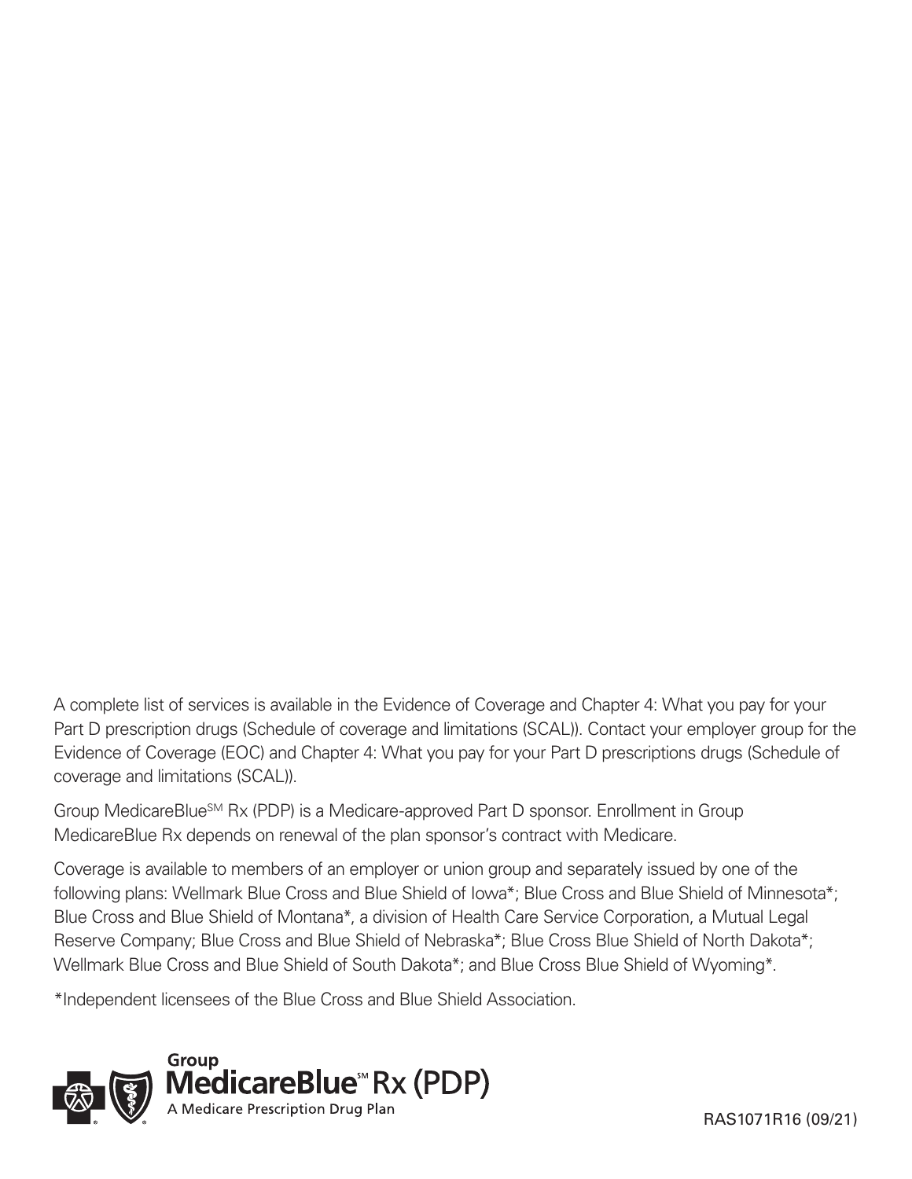A complete list of services is available in the Evidence of Coverage and Chapter 4: What you pay for your Part D prescription drugs (Schedule of coverage and limitations (SCAL)). Contact your employer group for the Evidence of Coverage (EOC) and Chapter 4: What you pay for your Part D prescriptions drugs (Schedule of coverage and limitations (SCAL)).

Group MedicareBlue℠ Rx (PDP) is a Medicare-approved Part D sponsor. Enrollment in Group MedicareBlue Rx depends on renewal of the plan sponsor's contract with Medicare.

Coverage is available to members of an employer or union group and separately issued by one of the following plans: Wellmark Blue Cross and Blue Shield of Iowa*; Blue Cross and Blue Shield of Minnesota*; Blue Cross and Blue Shield of Montana*, a division of Health Care Service Corporation, a Mutual Legal Reserve Company; Blue Cross and Blue Shield of Nebraska*; Blue Cross Blue Shield of North Dakota*; Wellmark Blue Cross and Blue Shield of South Dakota*; and Blue Cross Blue Shield of Wyoming*.

*Independent licensees of the Blue Cross and Blue Shield Association.

Group
MedicareBlue℠ Rx (PDP)
A Medicare Prescription Drug Plan

RAS1071R16 (09/21)